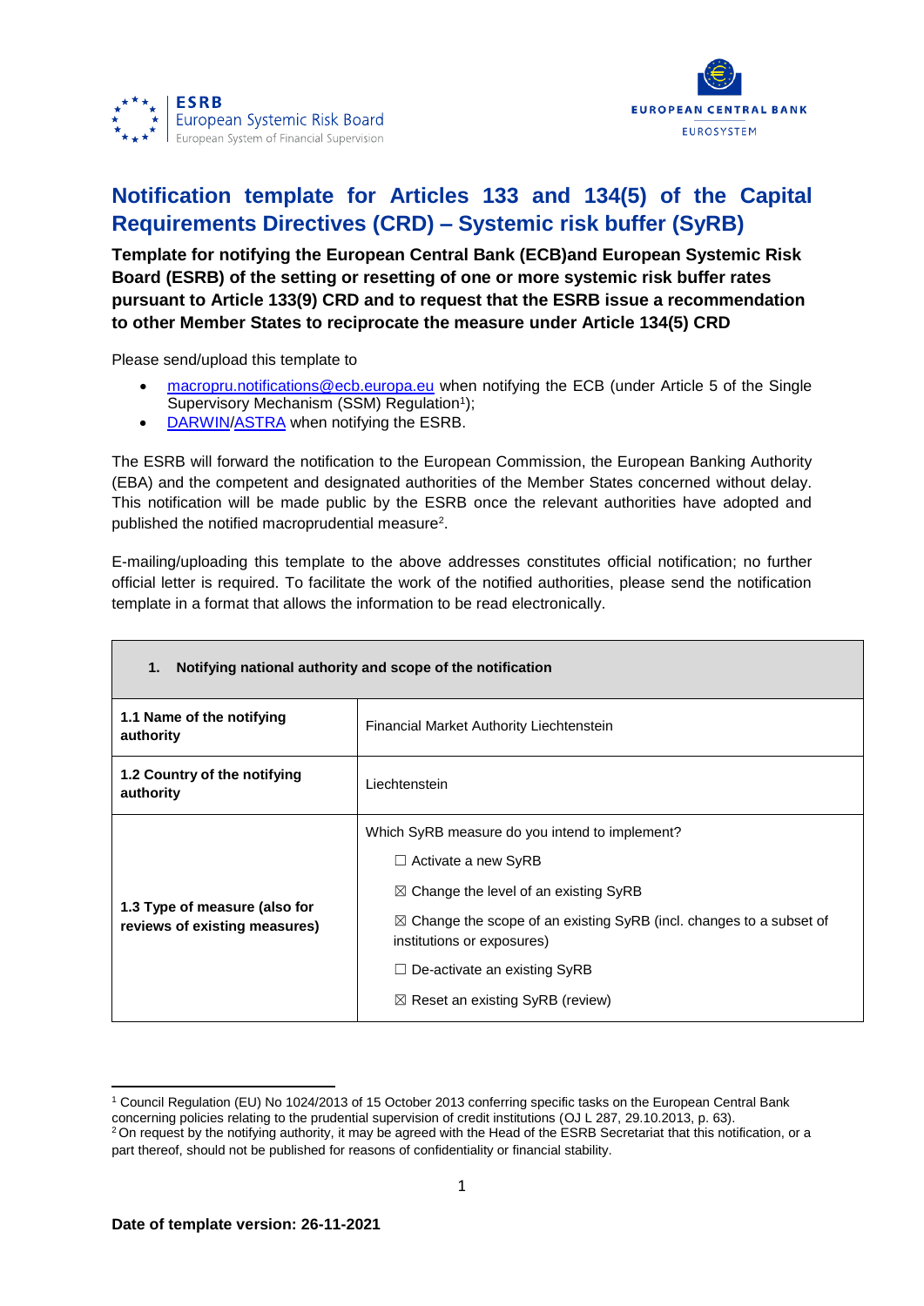# Notification template for Articles 133 and 134(5) of the Capital Requirements Directives (CRD) – Systemic risk buffer (SyRB)

**Template for notifying the European Central Bank (ECB)and European Systemic Risk Board (ESRB) of the setting or resetting of one or more systemic risk buffer rates pursuant to Article 133(9) CRD and to request that the ESRB issue a recommendation to other Member States to reciprocate the measure under Article 134(5) CRD**

Please send/upload this template to

- macropru.notifications@ecb.europa.eu when notifying the ECB (under Article 5 of the Single Supervisory Mechanism (SSM) Regulation[1]);
- DARWIN/ASTRA when notifying the ESRB.

The ESRB will forward the notification to the European Commission, the European Banking Authority (EBA) and the competent and designated authorities of the Member States concerned without delay. This notification will be made public by the ESRB once the relevant authorities have adopted and published the notified macroprudential measure[2].

E-mailing/uploading this template to the above addresses constitutes official notification; no further official letter is required. To facilitate the work of the notified authorities, please send the notification template in a format that allows the information to be read electronically.

| **1. Notifying national authority and scope of the notification** | |
|---|---|
| **1.1 Name of the notifying authority** | Financial Market Authority Liechtenstein |
| **1.2 Country of the notifying authority** | Liechtenstein |
| **1.3 Type of measure (also for reviews of existing measures)** | Which SyRB measure do you intend to implement?<br>☐ Activate a new SyRB<br>☒ Change the level of an existing SyRB<br>☒ Change the scope of an existing SyRB (incl. changes to a subset of institutions or exposures)<br>☐ De-activate an existing SyRB<br>☒ Reset an existing SyRB (review) |

[1] Council Regulation (EU) No 1024/2013 of 15 October 2013 conferring specific tasks on the European Central Bank concerning policies relating to the prudential supervision of credit institutions (OJ L 287, 29.10.2013, p. 63).

[2] On request by the notifying authority, it may be agreed with the Head of the ESRB Secretariat that this notification, or a part thereof, should not be published for reasons of confidentiality or financial stability.

**Date of template version: 26-11-2021**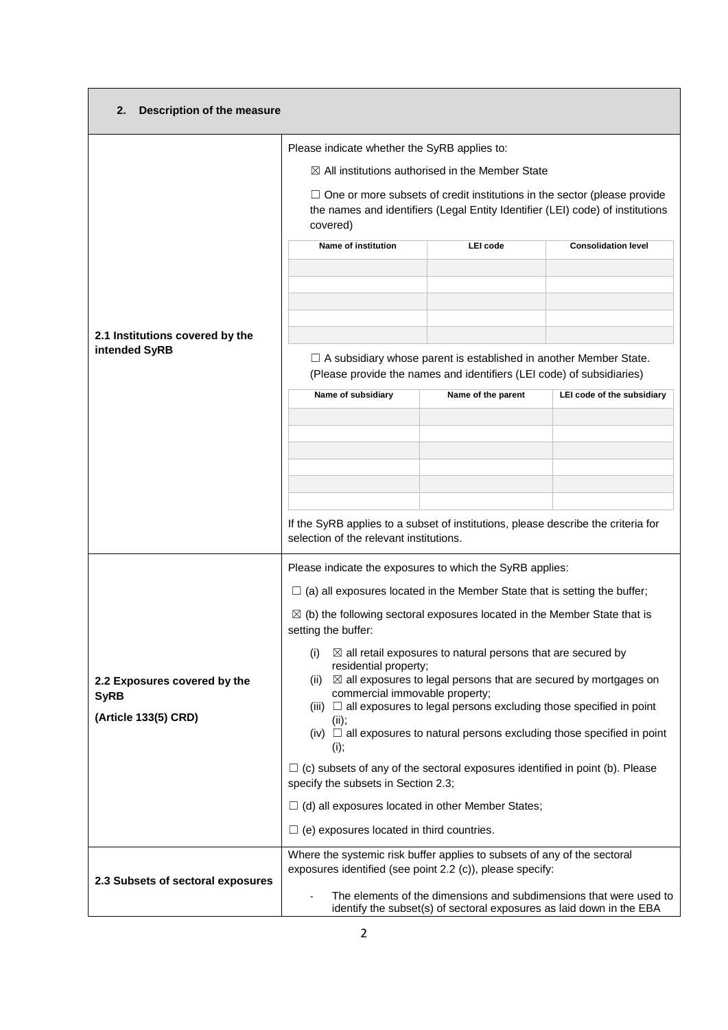## 2. Description of the measure

**2.1 Institutions covered by the intended SyRB**

Please indicate whether the SyRB applies to:

☒ All institutions authorised in the Member State

☐ One or more subsets of credit institutions in the sector (please provide the names and identifiers (Legal Entity Identifier (LEI) code) of institutions covered)

| Name of institution | LEI code | Consolidation level |
|---|---|---|
| | | |
| | | |
| | | |
| | | |
| | | |

☐ A subsidiary whose parent is established in another Member State. (Please provide the names and identifiers (LEI code) of subsidiaries)

| Name of subsidiary | Name of the parent | LEI code of the subsidiary |
|---|---|---|
| | | |
| | | |
| | | |
| | | |
| | | |
| | | |

If the SyRB applies to a subset of institutions, please describe the criteria for selection of the relevant institutions.

**2.2 Exposures covered by the SyRB (Article 133(5) CRD)**

Please indicate the exposures to which the SyRB applies:

☐ (a) all exposures located in the Member State that is setting the buffer;

☒ (b) the following sectoral exposures located in the Member State that is setting the buffer:

(i) ☒ all retail exposures to natural persons that are secured by residential property;
(ii) ☒ all exposures to legal persons that are secured by mortgages on commercial immovable property;
(iii) ☐ all exposures to legal persons excluding those specified in point (ii);
(iv) ☐ all exposures to natural persons excluding those specified in point (i);

☐ (c) subsets of any of the sectoral exposures identified in point (b). Please specify the subsets in Section 2.3;

☐ (d) all exposures located in other Member States;

☐ (e) exposures located in third countries.

**2.3 Subsets of sectoral exposures**

Where the systemic risk buffer applies to subsets of any of the sectoral exposures identified (see point 2.2 (c)), please specify:

- The elements of the dimensions and subdimensions that were used to identify the subset(s) of sectoral exposures as laid down in the EBA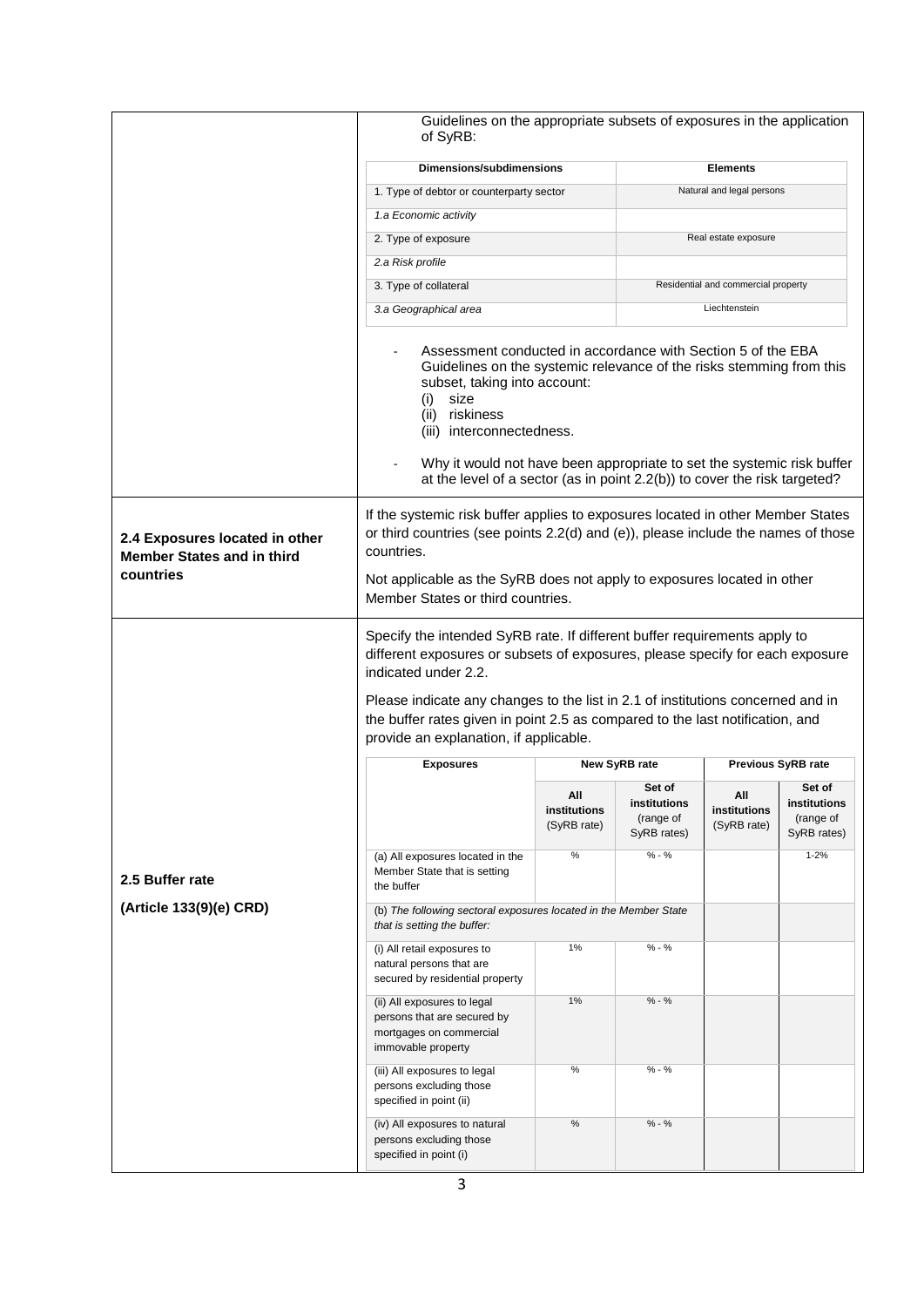| | |
|---|---|
| | Guidelines on the appropriate subsets of exposures in the application of SyRB:<br><br>\| Dimensions/subdimensions \| Elements \|<br>\|---\|---\|<br>\| 1. Type of debtor or counterparty sector \| Natural and legal persons \|<br>\| *1.a Economic activity* \| \|<br>\| 2. Type of exposure \| Real estate exposure \|<br>\| *2.a Risk profile* \| \|<br>\| 3. Type of collateral \| Residential and commercial property \|<br>\| *3.a Geographical area* \| Liechtenstein \|<br><br>- Assessment conducted in accordance with Section 5 of the EBA Guidelines on the systemic relevance of the risks stemming from this subset, taking into account: (i) size (ii) riskiness (iii) interconnectedness.<br>- Why it would not have been appropriate to set the systemic risk buffer at the level of a sector (as in point 2.2(b)) to cover the risk targeted? |
| **2.4 Exposures located in other Member States and in third countries** | If the systemic risk buffer applies to exposures located in other Member States or third countries (see points 2.2(d) and (e)), please include the names of those countries.<br><br>Not applicable as the SyRB does not apply to exposures located in other Member States or third countries. |
| **2.5 Buffer rate**<br><br>**(Article 133(9)(e) CRD)** | Specify the intended SyRB rate. If different buffer requirements apply to different exposures or subsets of exposures, please specify for each exposure indicated under 2.2.<br><br>Please indicate any changes to the list in 2.1 of institutions concerned and in the buffer rates given in point 2.5 as compared to the last notification, and provide an explanation, if applicable. |

| Exposures | New SyRB rate | | Previous SyRB rate | |
|---|---|---|---|---|
| | All institutions (SyRB rate) | Set of institutions (range of SyRB rates) | All institutions (SyRB rate) | Set of institutions (range of SyRB rates) |
| (a) All exposures located in the Member State that is setting the buffer | % | % - % | | 1-2% |
| *(b) The following sectoral exposures located in the Member State that is setting the buffer:* | | | | |
| (i) All retail exposures to natural persons that are secured by residential property | 1% | % - % | | |
| (ii) All exposures to legal persons that are secured by mortgages on commercial immovable property | 1% | % - % | | |
| (iii) All exposures to legal persons excluding those specified in point (ii) | % | % - % | | |
| (iv) All exposures to natural persons excluding those specified in point (i) | % | % - % | | |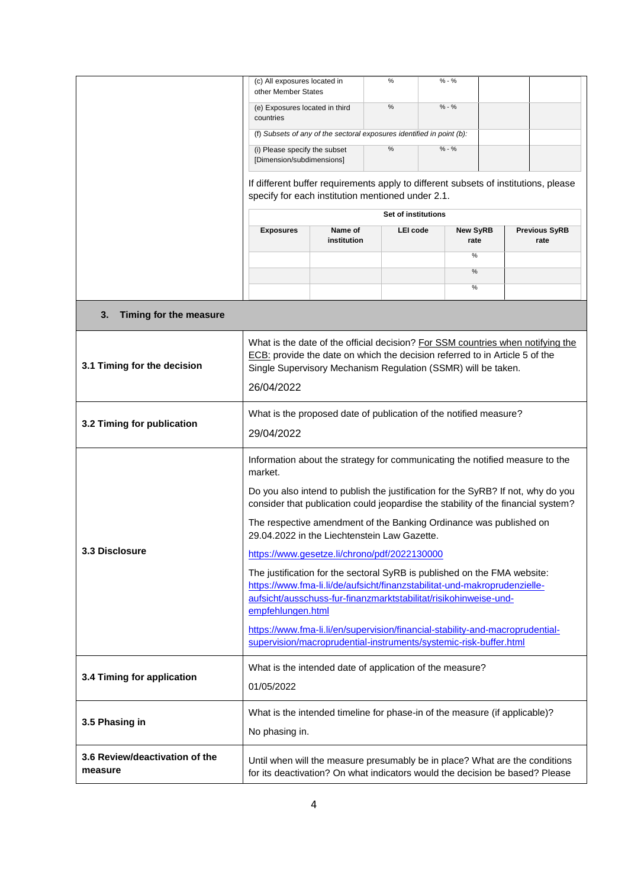| | | | | |
|---|---|---|---|---|
| (c) All exposures located in other Member States | % | % - % | | |
| (e) Exposures located in third countries | % | % - % | | |
| *(f) Subsets of any of the sectoral exposures identified in point (b):* | | | | |
| (i) Please specify the subset [Dimension/subdimensions] | % | % - % | | |

If different buffer requirements apply to different subsets of institutions, please specify for each institution mentioned under 2.1.

| Set of institutions | | | | |
|---|---|---|---|---|
| **Exposures** | **Name of institution** | **LEI code** | **New SyRB rate** | **Previous SyRB rate** |
| | | | % | |
| | | | % | |
| | | | % | |

## 3. Timing for the measure

| | |
|---|---|
| **3.1 Timing for the decision** | What is the date of the official decision? For SSM countries when notifying the ECB: provide the date on which the decision referred to in Article 5 of the Single Supervisory Mechanism Regulation (SSMR) will be taken.<br><br>26/04/2022 |
| **3.2 Timing for publication** | What is the proposed date of publication of the notified measure?<br><br>29/04/2022 |
| **3.3 Disclosure** | Information about the strategy for communicating the notified measure to the market.<br><br>Do you also intend to publish the justification for the SyRB? If not, why do you consider that publication could jeopardise the stability of the financial system?<br><br>The respective amendment of the Banking Ordinance was published on 29.04.2022 in the Liechtenstein Law Gazette.<br><br>https://www.gesetze.li/chrono/pdf/2022130000<br><br>The justification for the sectoral SyRB is published on the FMA website: https://www.fma-li.li/de/aufsicht/finanzstabilitat-und-makroprudenzielle-aufsicht/ausschuss-fur-finanzmarktstabilitat/risikohinweise-und-empfehlungen.html<br><br>https://www.fma-li.li/en/supervision/financial-stability-and-macroprudential-supervision/macroprudential-instruments/systemic-risk-buffer.html |
| **3.4 Timing for application** | What is the intended date of application of the measure?<br><br>01/05/2022 |
| **3.5 Phasing in** | What is the intended timeline for phase-in of the measure (if applicable)?<br><br>No phasing in. |
| **3.6 Review/deactivation of the measure** | Until when will the measure presumably be in place? What are the conditions for its deactivation? On what indicators would the decision be based? Please |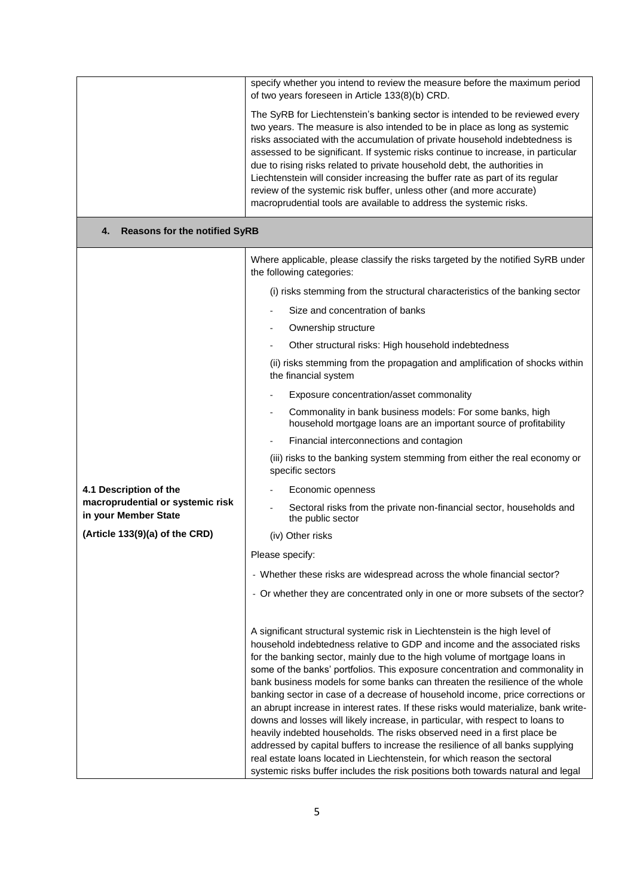| | |
|---|---|
| | specify whether you intend to review the measure before the maximum period of two years foreseen in Article 133(8)(b) CRD.<br><br>The SyRB for Liechtenstein's banking sector is intended to be reviewed every two years. The measure is also intended to be in place as long as systemic risks associated with the accumulation of private household indebtedness is assessed to be significant. If systemic risks continue to increase, in particular due to rising risks related to private household debt, the authorities in Liechtenstein will consider increasing the buffer rate as part of its regular review of the systemic risk buffer, unless other (and more accurate) macroprudential tools are available to address the systemic risks. |
| **4. Reasons for the notified SyRB** | |
| **4.1 Description of the macroprudential or systemic risk in your Member State**<br><br>**(Article 133(9)(a) of the CRD)** | Where applicable, please classify the risks targeted by the notified SyRB under the following categories:<br><br>(i) risks stemming from the structural characteristics of the banking sector<br>- Size and concentration of banks<br>- Ownership structure<br>- Other structural risks: High household indebtedness<br><br>(ii) risks stemming from the propagation and amplification of shocks within the financial system<br>- Exposure concentration/asset commonality<br>- Commonality in bank business models: For some banks, high household mortgage loans are an important source of profitability<br>- Financial interconnections and contagion<br><br>(iii) risks to the banking system stemming from either the real economy or specific sectors<br>- Economic openness<br>- Sectoral risks from the private non-financial sector, households and the public sector<br><br>(iv) Other risks<br><br>Please specify:<br>- Whether these risks are widespread across the whole financial sector?<br>- Or whether they are concentrated only in one or more subsets of the sector?<br><br>A significant structural systemic risk in Liechtenstein is the high level of household indebtedness relative to GDP and income and the associated risks for the banking sector, mainly due to the high volume of mortgage loans in some of the banks' portfolios. This exposure concentration and commonality in bank business models for some banks can threaten the resilience of the whole banking sector in case of a decrease of household income, price corrections or an abrupt increase in interest rates. If these risks would materialize, bank write-downs and losses will likely increase, in particular, with respect to loans to heavily indebted households. The risks observed need in a first place be addressed by capital buffers to increase the resilience of all banks supplying real estate loans located in Liechtenstein, for which reason the sectoral systemic risks buffer includes the risk positions both towards natural and legal |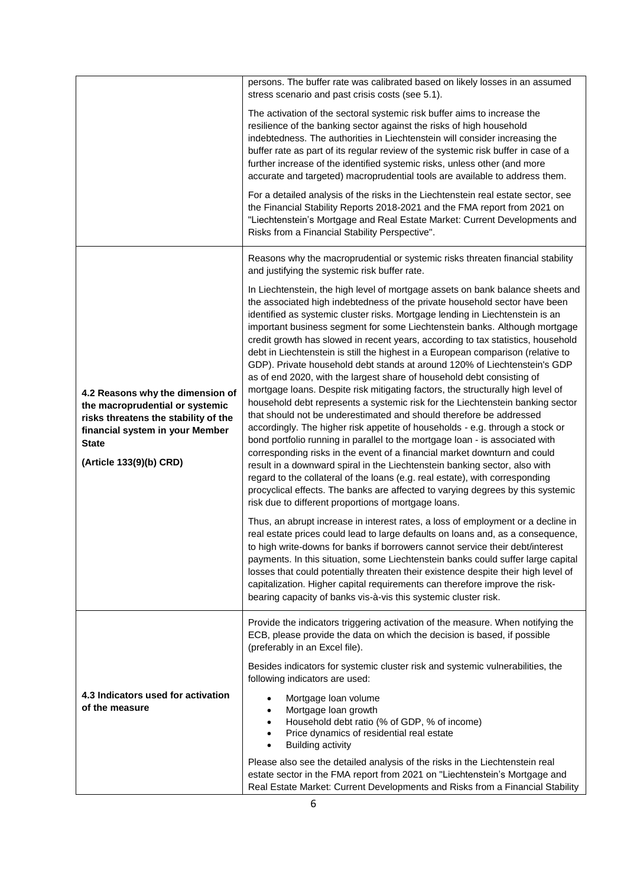| | |
|---|---|
| | persons. The buffer rate was calibrated based on likely losses in an assumed stress scenario and past crisis costs (see 5.1).<br><br>The activation of the sectoral systemic risk buffer aims to increase the resilience of the banking sector against the risks of high household indebtedness. The authorities in Liechtenstein will consider increasing the buffer rate as part of its regular review of the systemic risk buffer in case of a further increase of the identified systemic risks, unless other (and more accurate and targeted) macroprudential tools are available to address them.<br><br>For a detailed analysis of the risks in the Liechtenstein real estate sector, see the Financial Stability Reports 2018-2021 and the FMA report from 2021 on "Liechtenstein's Mortgage and Real Estate Market: Current Developments and Risks from a Financial Stability Perspective". |
| **4.2 Reasons why the dimension of the macroprudential or systemic risks threatens the stability of the financial system in your Member State**<br><br>**(Article 133(9)(b) CRD)** | Reasons why the macroprudential or systemic risks threaten financial stability and justifying the systemic risk buffer rate.<br><br>In Liechtenstein, the high level of mortgage assets on bank balance sheets and the associated high indebtedness of the private household sector have been identified as systemic cluster risks. Mortgage lending in Liechtenstein is an important business segment for some Liechtenstein banks. Although mortgage credit growth has slowed in recent years, according to tax statistics, household debt in Liechtenstein is still the highest in a European comparison (relative to GDP). Private household debt stands at around 120% of Liechtenstein's GDP as of end 2020, with the largest share of household debt consisting of mortgage loans. Despite risk mitigating factors, the structurally high level of household debt represents a systemic risk for the Liechtenstein banking sector that should not be underestimated and should therefore be addressed accordingly. The higher risk appetite of households - e.g. through a stock or bond portfolio running in parallel to the mortgage loan - is associated with corresponding risks in the event of a financial market downturn and could result in a downward spiral in the Liechtenstein banking sector, also with regard to the collateral of the loans (e.g. real estate), with corresponding procyclical effects. The banks are affected to varying degrees by this systemic risk due to different proportions of mortgage loans.<br><br>Thus, an abrupt increase in interest rates, a loss of employment or a decline in real estate prices could lead to large defaults on loans and, as a consequence, to high write-downs for banks if borrowers cannot service their debt/interest payments. In this situation, some Liechtenstein banks could suffer large capital losses that could potentially threaten their existence despite their high level of capitalization. Higher capital requirements can therefore improve the risk-bearing capacity of banks vis-à-vis this systemic cluster risk. |
| **4.3 Indicators used for activation of the measure** | Provide the indicators triggering activation of the measure. When notifying the ECB, please provide the data on which the decision is based, if possible (preferably in an Excel file).<br><br>Besides indicators for systemic cluster risk and systemic vulnerabilities, the following indicators are used:<br><br>• Mortgage loan volume<br>• Mortgage loan growth<br>• Household debt ratio (% of GDP, % of income)<br>• Price dynamics of residential real estate<br>• Building activity<br><br>Please also see the detailed analysis of the risks in the Liechtenstein real estate sector in the FMA report from 2021 on "Liechtenstein's Mortgage and Real Estate Market: Current Developments and Risks from a Financial Stability |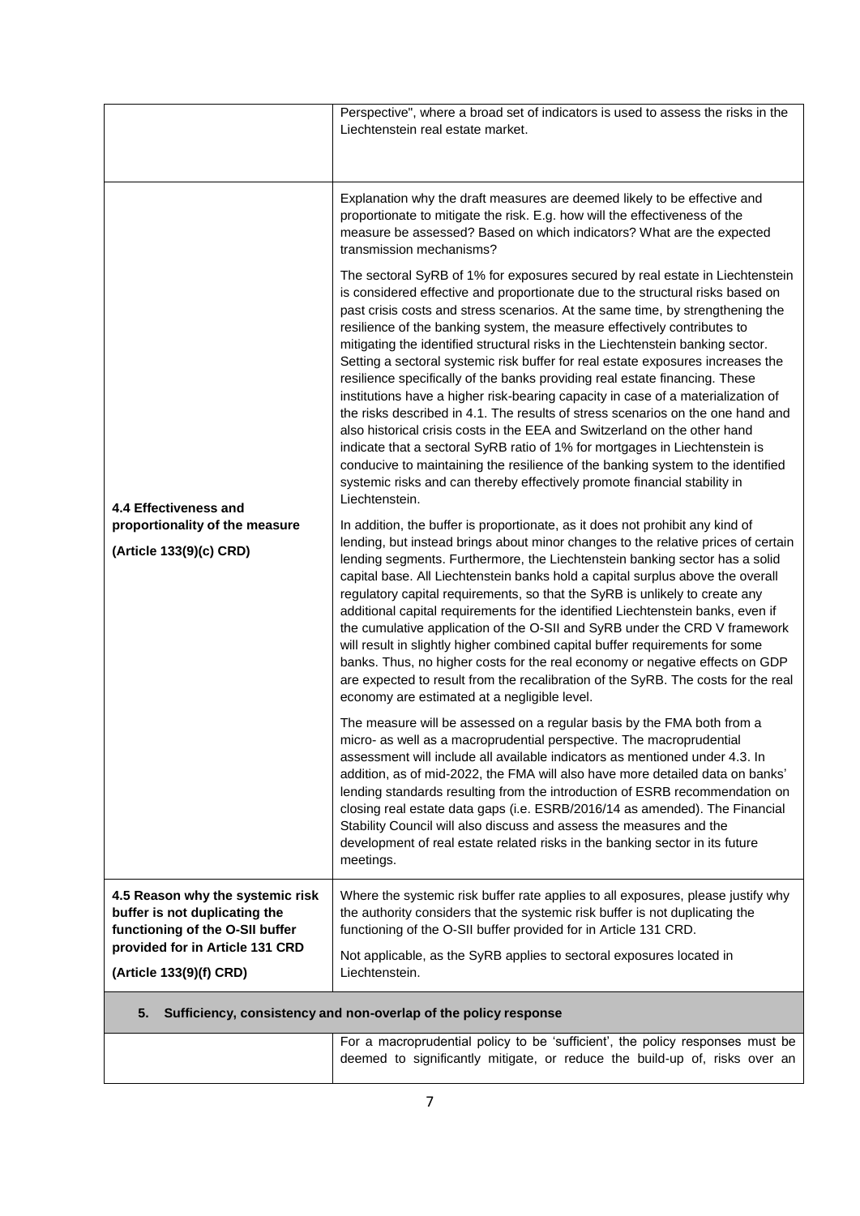| | |
|---|---|
| | Perspective", where a broad set of indicators is used to assess the risks in the Liechtenstein real estate market. |
| **4.4 Effectiveness and proportionality of the measure (Article 133(9)(c) CRD)** | Explanation why the draft measures are deemed likely to be effective and proportionate to mitigate the risk. E.g. how will the effectiveness of the measure be assessed? Based on which indicators? What are the expected transmission mechanisms?<br><br>The sectoral SyRB of 1% for exposures secured by real estate in Liechtenstein is considered effective and proportionate due to the structural risks based on past crisis costs and stress scenarios. At the same time, by strengthening the resilience of the banking system, the measure effectively contributes to mitigating the identified structural risks in the Liechtenstein banking sector. Setting a sectoral systemic risk buffer for real estate exposures increases the resilience specifically of the banks providing real estate financing. These institutions have a higher risk-bearing capacity in case of a materialization of the risks described in 4.1. The results of stress scenarios on the one hand and also historical crisis costs in the EEA and Switzerland on the other hand indicate that a sectoral SyRB ratio of 1% for mortgages in Liechtenstein is conducive to maintaining the resilience of the banking system to the identified systemic risks and can thereby effectively promote financial stability in Liechtenstein.<br><br>In addition, the buffer is proportionate, as it does not prohibit any kind of lending, but instead brings about minor changes to the relative prices of certain lending segments. Furthermore, the Liechtenstein banking sector has a solid capital base. All Liechtenstein banks hold a capital surplus above the overall regulatory capital requirements, so that the SyRB is unlikely to create any additional capital requirements for the identified Liechtenstein banks, even if the cumulative application of the O-SII and SyRB under the CRD V framework will result in slightly higher combined capital buffer requirements for some banks. Thus, no higher costs for the real economy or negative effects on GDP are expected to result from the recalibration of the SyRB. The costs for the real economy are estimated at a negligible level.<br><br>The measure will be assessed on a regular basis by the FMA both from a micro- as well as a macroprudential perspective. The macroprudential assessment will include all available indicators as mentioned under 4.3. In addition, as of mid-2022, the FMA will also have more detailed data on banks' lending standards resulting from the introduction of ESRB recommendation on closing real estate data gaps (i.e. ESRB/2016/14 as amended). The Financial Stability Council will also discuss and assess the measures and the development of real estate related risks in the banking sector in its future meetings. |
| **4.5 Reason why the systemic risk buffer is not duplicating the functioning of the O-SII buffer provided for in Article 131 CRD (Article 133(9)(f) CRD)** | Where the systemic risk buffer rate applies to all exposures, please justify why the authority considers that the systemic risk buffer is not duplicating the functioning of the O-SII buffer provided for in Article 131 CRD.<br><br>Not applicable, as the SyRB applies to sectoral exposures located in Liechtenstein. |
| **5. Sufficiency, consistency and non-overlap of the policy response** | |
| | For a macroprudential policy to be 'sufficient', the policy responses must be deemed to significantly mitigate, or reduce the build-up of, risks over an |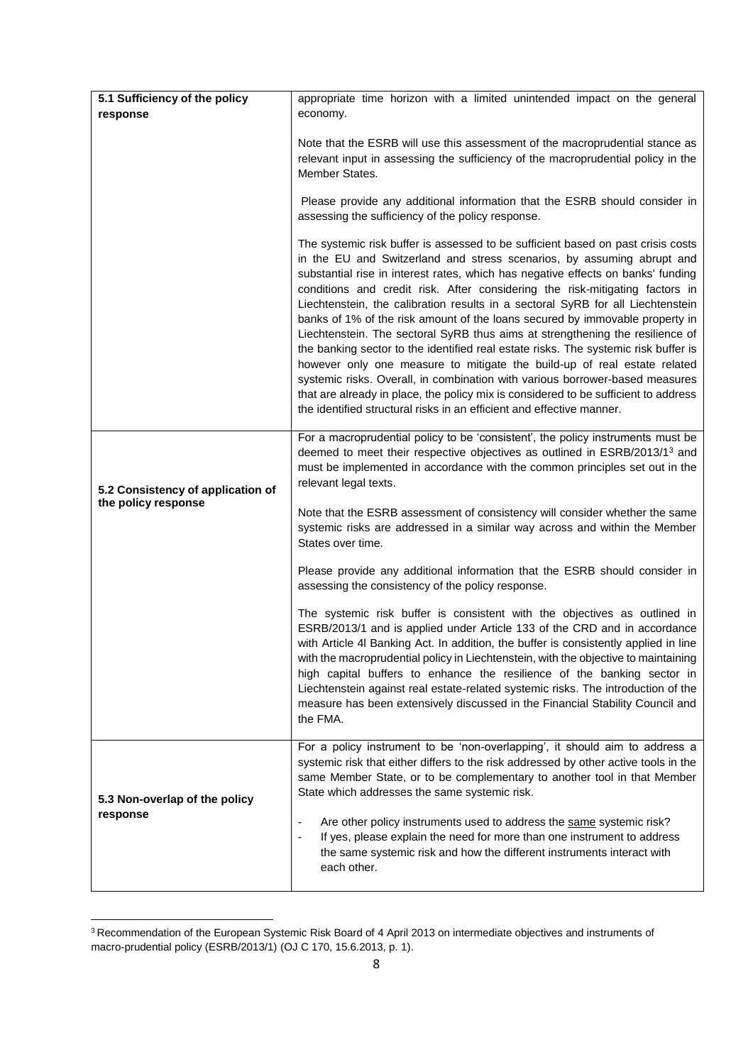| | |
|---|---|
| **5.1 Sufficiency of the policy response** | appropriate time horizon with a limited unintended impact on the general economy.<br><br>Note that the ESRB will use this assessment of the macroprudential stance as relevant input in assessing the sufficiency of the macroprudential policy in the Member States.<br><br>Please provide any additional information that the ESRB should consider in assessing the sufficiency of the policy response.<br><br>The systemic risk buffer is assessed to be sufficient based on past crisis costs in the EU and Switzerland and stress scenarios, by assuming abrupt and substantial rise in interest rates, which has negative effects on banks' funding conditions and credit risk. After considering the risk-mitigating factors in Liechtenstein, the calibration results in a sectoral SyRB for all Liechtenstein banks of 1% of the risk amount of the loans secured by immovable property in Liechtenstein. The sectoral SyRB thus aims at strengthening the resilience of the banking sector to the identified real estate risks. The systemic risk buffer is however only one measure to mitigate the build-up of real estate related systemic risks. Overall, in combination with various borrower-based measures that are already in place, the policy mix is considered to be sufficient to address the identified structural risks in an efficient and effective manner. |
| **5.2 Consistency of application of the policy response** | For a macroprudential policy to be 'consistent', the policy instruments must be deemed to meet their respective objectives as outlined in ESRB/2013/1[3] and must be implemented in accordance with the common principles set out in the relevant legal texts.<br><br>Note that the ESRB assessment of consistency will consider whether the same systemic risks are addressed in a similar way across and within the Member States over time.<br><br>Please provide any additional information that the ESRB should consider in assessing the consistency of the policy response.<br><br>The systemic risk buffer is consistent with the objectives as outlined in ESRB/2013/1 and is applied under Article 133 of the CRD and in accordance with Article 4l Banking Act. In addition, the buffer is consistently applied in line with the macroprudential policy in Liechtenstein, with the objective to maintaining high capital buffers to enhance the resilience of the banking sector in Liechtenstein against real estate-related systemic risks. The introduction of the measure has been extensively discussed in the Financial Stability Council and the FMA. |
| **5.3 Non-overlap of the policy response** | For a policy instrument to be 'non-overlapping', it should aim to address a systemic risk that either differs to the risk addressed by other active tools in the same Member State, or to be complementary to another tool in that Member State which addresses the same systemic risk.<br><br>- Are other policy instruments used to address the <u>same</u> systemic risk?<br>- If yes, please explain the need for more than one instrument to address the same systemic risk and how the different instruments interact with each other. |

[3] Recommendation of the European Systemic Risk Board of 4 April 2013 on intermediate objectives and instruments of macro-prudential policy (ESRB/2013/1) (OJ C 170, 15.6.2013, p. 1).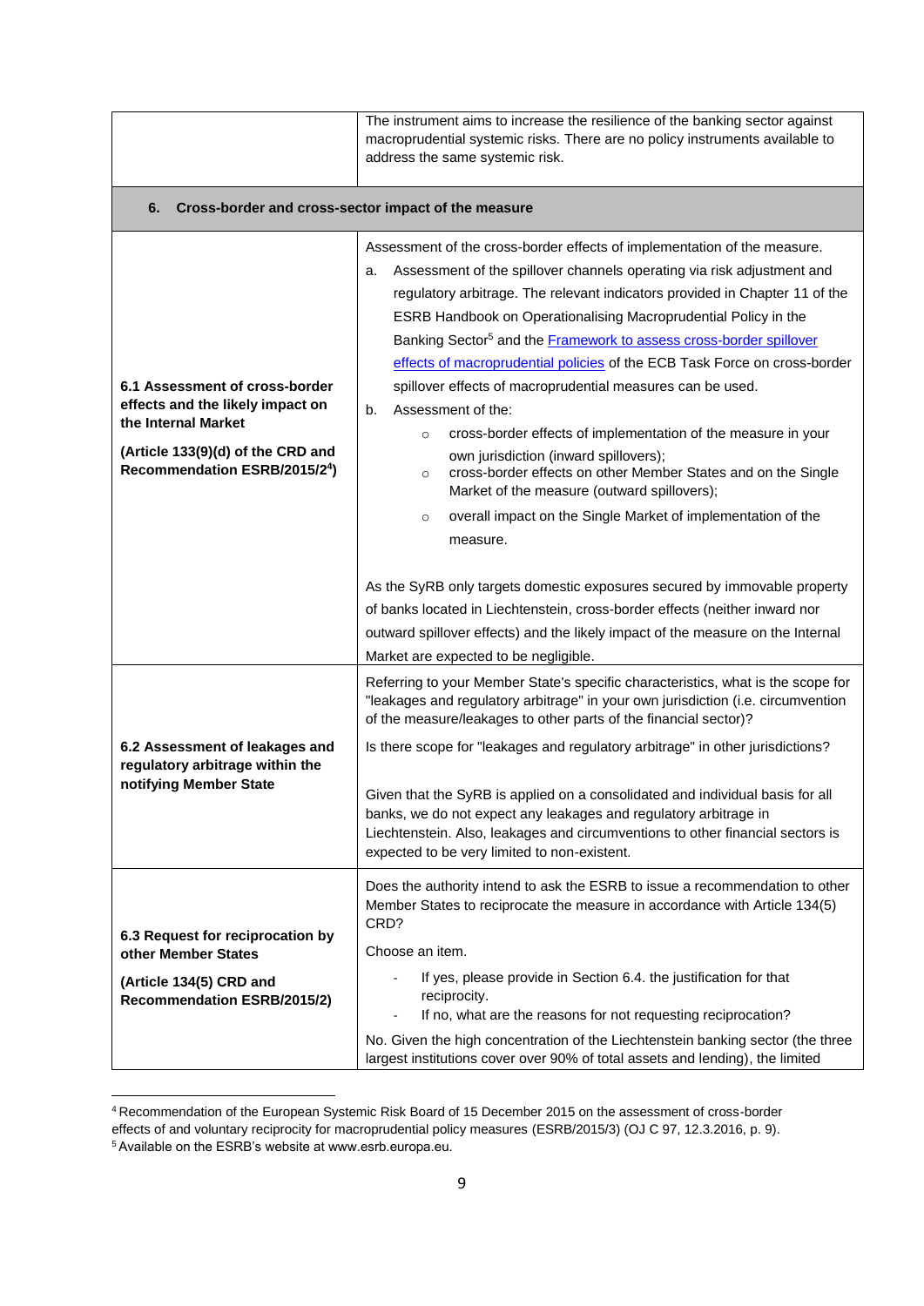| | |
|---|---|
| | The instrument aims to increase the resilience of the banking sector against macroprudential systemic risks. There are no policy instruments available to address the same systemic risk. |
| **6. Cross-border and cross-sector impact of the measure** | |
| **6.1 Assessment of cross-border effects and the likely impact on the Internal Market**<br><br>**(Article 133(9)(d) of the CRD and Recommendation ESRB/2015/2[4])** | Assessment of the cross-border effects of implementation of the measure.<br>a. Assessment of the spillover channels operating via risk adjustment and regulatory arbitrage. The relevant indicators provided in Chapter 11 of the ESRB Handbook on Operationalising Macroprudential Policy in the Banking Sector[5] and the Framework to assess cross-border spillover effects of macroprudential policies of the ECB Task Force on cross-border spillover effects of macroprudential measures can be used.<br>b. Assessment of the:<br>○ cross-border effects of implementation of the measure in your own jurisdiction (inward spillovers);<br>○ cross-border effects on other Member States and on the Single Market of the measure (outward spillovers);<br>○ overall impact on the Single Market of implementation of the measure.<br><br>As the SyRB only targets domestic exposures secured by immovable property of banks located in Liechtenstein, cross-border effects (neither inward nor outward spillover effects) and the likely impact of the measure on the Internal Market are expected to be negligible. |
| **6.2 Assessment of leakages and regulatory arbitrage within the notifying Member State** | Referring to your Member State's specific characteristics, what is the scope for "leakages and regulatory arbitrage" in your own jurisdiction (i.e. circumvention of the measure/leakages to other parts of the financial sector)?<br><br>Is there scope for "leakages and regulatory arbitrage" in other jurisdictions?<br><br>Given that the SyRB is applied on a consolidated and individual basis for all banks, we do not expect any leakages and regulatory arbitrage in Liechtenstein. Also, leakages and circumventions to other financial sectors is expected to be very limited to non-existent. |
| **6.3 Request for reciprocation by other Member States**<br><br>**(Article 134(5) CRD and Recommendation ESRB/2015/2)** | Does the authority intend to ask the ESRB to issue a recommendation to other Member States to reciprocate the measure in accordance with Article 134(5) CRD?<br><br>Choose an item.<br>- If yes, please provide in Section 6.4. the justification for that reciprocity.<br>- If no, what are the reasons for not requesting reciprocation?<br><br>No. Given the high concentration of the Liechtenstein banking sector (the three largest institutions cover over 90% of total assets and lending), the limited |

[4] Recommendation of the European Systemic Risk Board of 15 December 2015 on the assessment of cross-border effects of and voluntary reciprocity for macroprudential policy measures (ESRB/2015/3) (OJ C 97, 12.3.2016, p. 9).
[5] Available on the ESRB's website at www.esrb.europa.eu.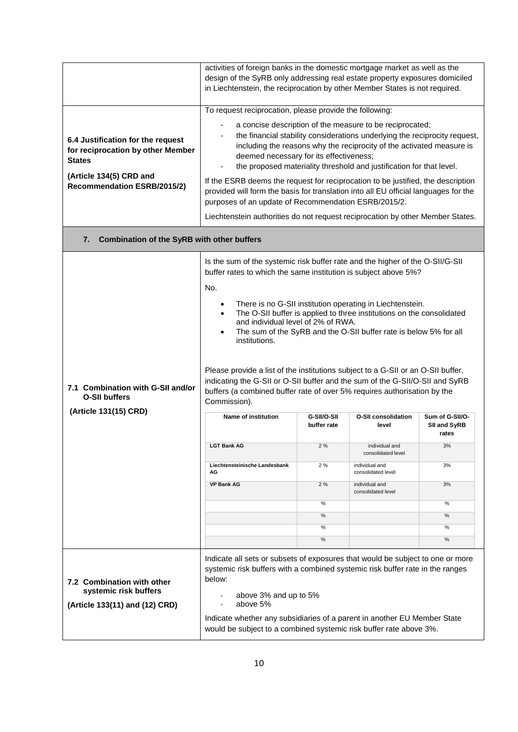| | |
|---|---|
| | activities of foreign banks in the domestic mortgage market as well as the design of the SyRB only addressing real estate property exposures domiciled in Liechtenstein, the reciprocation by other Member States is not required. |
| **6.4 Justification for the request for reciprocation by other Member States**<br><br>**(Article 134(5) CRD and Recommendation ESRB/2015/2)** | To request reciprocation, please provide the following:<br>- a concise description of the measure to be reciprocated;<br>- the financial stability considerations underlying the reciprocity request, including the reasons why the reciprocity of the activated measure is deemed necessary for its effectiveness;<br>- the proposed materiality threshold and justification for that level.<br><br>If the ESRB deems the request for reciprocation to be justified, the description provided will form the basis for translation into all EU official languages for the purposes of an update of Recommendation ESRB/2015/2.<br><br>Liechtenstein authorities do not request reciprocation by other Member States. |

## 7. Combination of the SyRB with other buffers

**7.1 Combination with G-SII and/or O-SII buffers**

**(Article 131(15) CRD)**

Is the sum of the systemic risk buffer rate and the higher of the O-SII/G-SII buffer rates to which the same institution is subject above 5%?

No.

- There is no G-SII institution operating in Liechtenstein.
- The O-SII buffer is applied to three institutions on the consolidated and individual level of 2% of RWA.
- The sum of the SyRB and the O-SII buffer rate is below 5% for all institutions.

Please provide a list of the institutions subject to a G-SII or an O-SII buffer, indicating the G-SII or O-SII buffer and the sum of the G-SII/O-SII and SyRB buffers (a combined buffer rate of over 5% requires authorisation by the Commission).

| Name of institution | G-SII/O-SII buffer rate | O-SII consolidation level | Sum of G-SII/O-SII and SyRB rates |
|---|---|---|---|
| LGT Bank AG | 2 % | individual and consolidated level | 3% |
| Liechtensteinische Landesbank AG | 2 % | individual and consolidated level | 3% |
| VP Bank AG | 2 % | individual and consolidated level | 3% |
| | % | | % |
| | % | | % |
| | % | | % |
| | % | | % |

**7.2 Combination with other systemic risk buffers**

**(Article 133(11) and (12) CRD)**

Indicate all sets or subsets of exposures that would be subject to one or more systemic risk buffers with a combined systemic risk buffer rate in the ranges below:

- above 3% and up to 5%
- above 5%

Indicate whether any subsidiaries of a parent in another EU Member State would be subject to a combined systemic risk buffer rate above 3%.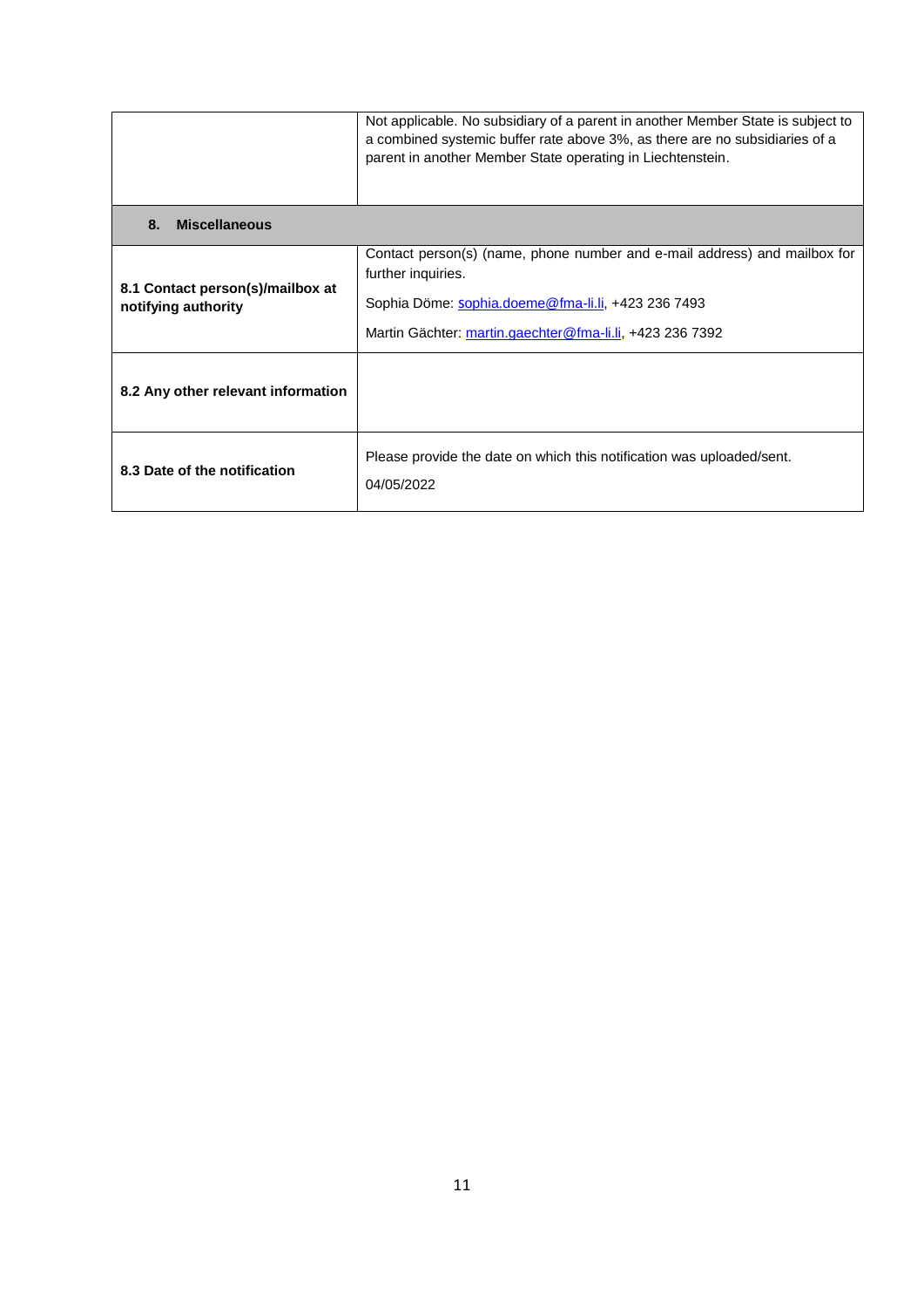| | |
|---|---|
| | Not applicable. No subsidiary of a parent in another Member State is subject to a combined systemic buffer rate above 3%, as there are no subsidiaries of a parent in another Member State operating in Liechtenstein. |
| **8. Miscellaneous** | |
| **8.1 Contact person(s)/mailbox at notifying authority** | Contact person(s) (name, phone number and e-mail address) and mailbox for further inquiries.<br><br>Sophia Döme: sophia.doeme@fma-li.li, +423 236 7493<br><br>Martin Gächter: martin.gaechter@fma-li.li, +423 236 7392 |
| **8.2 Any other relevant information** | |
| **8.3 Date of the notification** | Please provide the date on which this notification was uploaded/sent.<br><br>04/05/2022 |